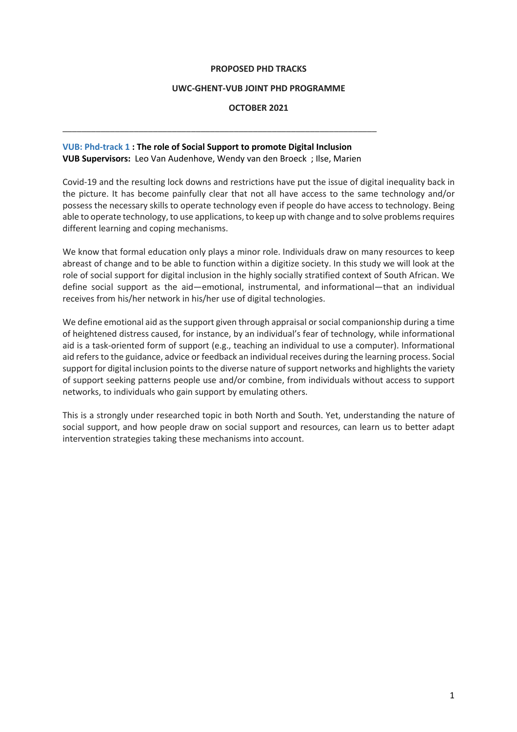**PROPOSED PHD TRACKS**

**UWC-GHENT-VUB JOINT PHD PROGRAMME**

**OCTOBER 2021**

---

**VUB: Phd-track 1 : The role of Social Support to promote Digital Inclusion**
**VUB Supervisors:** Leo Van Audenhove, Wendy van den Broeck ; Ilse, Marien

Covid-19 and the resulting lock downs and restrictions have put the issue of digital inequality back in the picture. It has become painfully clear that not all have access to the same technology and/or possess the necessary skills to operate technology even if people do have access to technology. Being able to operate technology, to use applications, to keep up with change and to solve problems requires different learning and coping mechanisms.

We know that formal education only plays a minor role. Individuals draw on many resources to keep abreast of change and to be able to function within a digitize society. In this study we will look at the role of social support for digital inclusion in the highly socially stratified context of South African. We define social support as the aid—emotional, instrumental, and informational—that an individual receives from his/her network in his/her use of digital technologies.

We define emotional aid as the support given through appraisal or social companionship during a time of heightened distress caused, for instance, by an individual's fear of technology, while informational aid is a task-oriented form of support (e.g., teaching an individual to use a computer). Informational aid refers to the guidance, advice or feedback an individual receives during the learning process. Social support for digital inclusion points to the diverse nature of support networks and highlights the variety of support seeking patterns people use and/or combine, from individuals without access to support networks, to individuals who gain support by emulating others.

This is a strongly under researched topic in both North and South. Yet, understanding the nature of social support, and how people draw on social support and resources, can learn us to better adapt intervention strategies taking these mechanisms into account.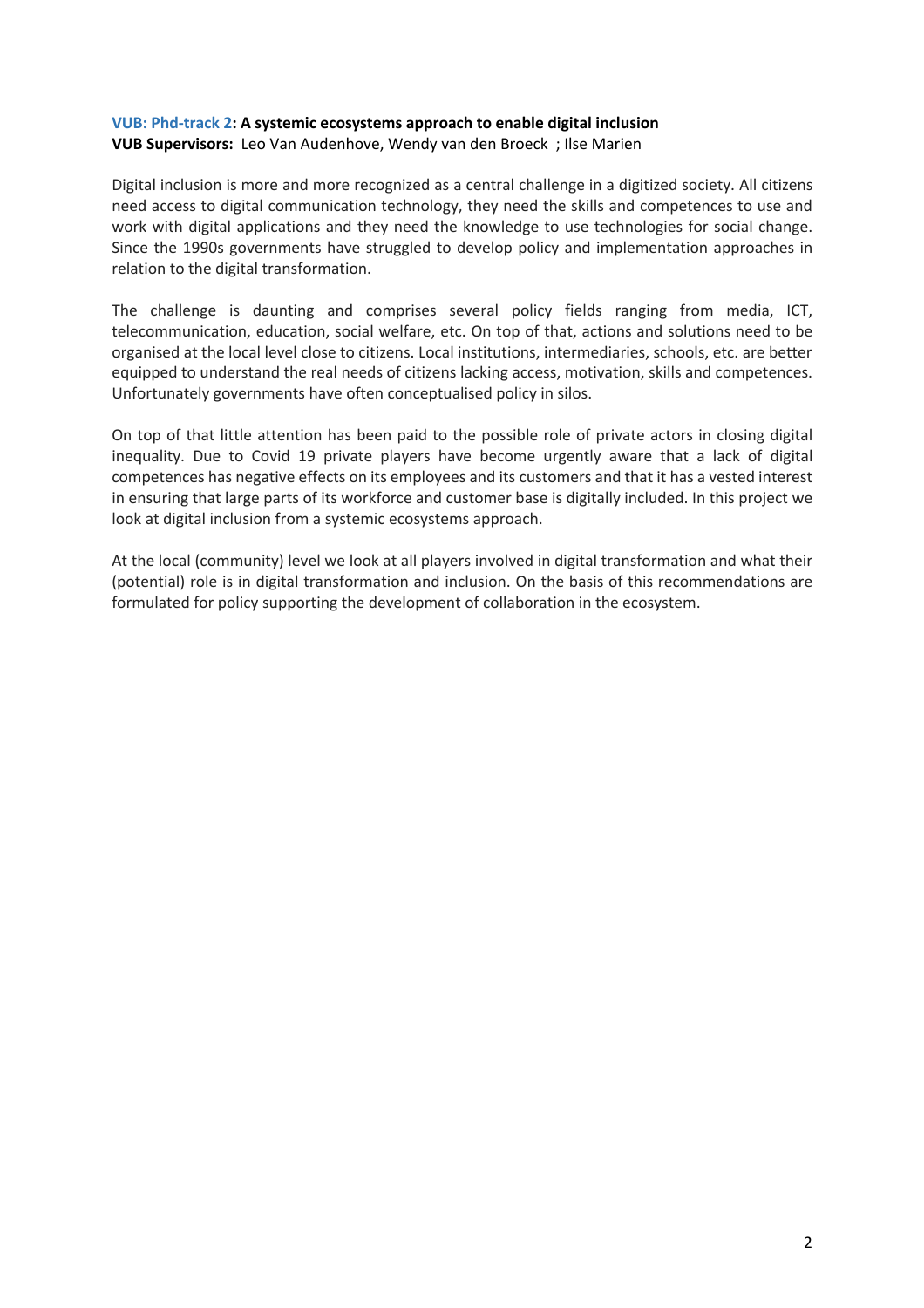**VUB: Phd-track 2: A systemic ecosystems approach to enable digital inclusion**
**VUB Supervisors:** Leo Van Audenhove, Wendy van den Broeck ; Ilse Marien

Digital inclusion is more and more recognized as a central challenge in a digitized society. All citizens need access to digital communication technology, they need the skills and competences to use and work with digital applications and they need the knowledge to use technologies for social change. Since the 1990s governments have struggled to develop policy and implementation approaches in relation to the digital transformation.

The challenge is daunting and comprises several policy fields ranging from media, ICT, telecommunication, education, social welfare, etc. On top of that, actions and solutions need to be organised at the local level close to citizens. Local institutions, intermediaries, schools, etc. are better equipped to understand the real needs of citizens lacking access, motivation, skills and competences. Unfortunately governments have often conceptualised policy in silos.

On top of that little attention has been paid to the possible role of private actors in closing digital inequality. Due to Covid 19 private players have become urgently aware that a lack of digital competences has negative effects on its employees and its customers and that it has a vested interest in ensuring that large parts of its workforce and customer base is digitally included. In this project we look at digital inclusion from a systemic ecosystems approach.

At the local (community) level we look at all players involved in digital transformation and what their (potential) role is in digital transformation and inclusion. On the basis of this recommendations are formulated for policy supporting the development of collaboration in the ecosystem.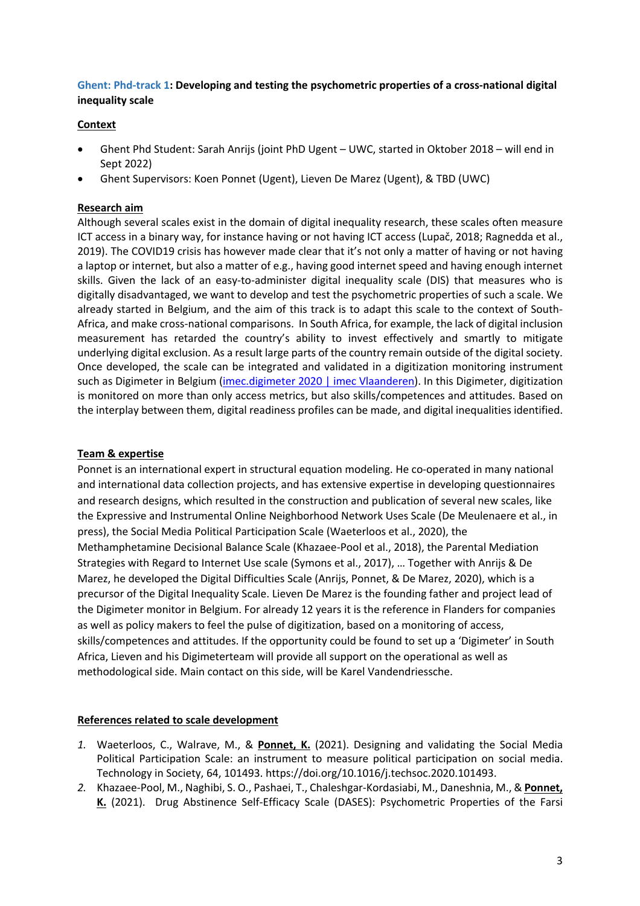**Ghent: Phd-track 1: Developing and testing the psychometric properties of a cross-national digital inequality scale**

**Context**

- Ghent Phd Student: Sarah Anrijs (joint PhD Ugent – UWC, started in Oktober 2018 – will end in Sept 2022)
- Ghent Supervisors: Koen Ponnet (Ugent), Lieven De Marez (Ugent), & TBD (UWC)

**Research aim**

Although several scales exist in the domain of digital inequality research, these scales often measure ICT access in a binary way, for instance having or not having ICT access (Lupač, 2018; Ragnedda et al., 2019). The COVID19 crisis has however made clear that it's not only a matter of having or not having a laptop or internet, but also a matter of e.g., having good internet speed and having enough internet skills. Given the lack of an easy-to-administer digital inequality scale (DIS) that measures who is digitally disadvantaged, we want to develop and test the psychometric properties of such a scale. We already started in Belgium, and the aim of this track is to adapt this scale to the context of South-Africa, and make cross-national comparisons. In South Africa, for example, the lack of digital inclusion measurement has retarded the country's ability to invest effectively and smartly to mitigate underlying digital exclusion. As a result large parts of the country remain outside of the digital society. Once developed, the scale can be integrated and validated in a digitization monitoring instrument such as Digimeter in Belgium (imec.digimeter 2020 | imec Vlaanderen). In this Digimeter, digitization is monitored on more than only access metrics, but also skills/competences and attitudes. Based on the interplay between them, digital readiness profiles can be made, and digital inequalities identified.

**Team & expertise**

Ponnet is an international expert in structural equation modeling. He co-operated in many national and international data collection projects, and has extensive expertise in developing questionnaires and research designs, which resulted in the construction and publication of several new scales, like the Expressive and Instrumental Online Neighborhood Network Uses Scale (De Meulenaere et al., in press), the Social Media Political Participation Scale (Waeterloos et al., 2020), the Methamphetamine Decisional Balance Scale (Khazaee-Pool et al., 2018), the Parental Mediation Strategies with Regard to Internet Use scale (Symons et al., 2017), … Together with Anrijs & De Marez, he developed the Digital Difficulties Scale (Anrijs, Ponnet, & De Marez, 2020), which is a precursor of the Digital Inequality Scale. Lieven De Marez is the founding father and project lead of the Digimeter monitor in Belgium. For already 12 years it is the reference in Flanders for companies as well as policy makers to feel the pulse of digitization, based on a monitoring of access, skills/competences and attitudes. If the opportunity could be found to set up a 'Digimeter' in South Africa, Lieven and his Digimeterteam will provide all support on the operational as well as methodological side. Main contact on this side, will be Karel Vandendriessche.

**References related to scale development**

1. Waeterloos, C., Walrave, M., & **Ponnet, K.** (2021). Designing and validating the Social Media Political Participation Scale: an instrument to measure political participation on social media. Technology in Society, 64, 101493. https://doi.org/10.1016/j.techsoc.2020.101493.
2. Khazaee-Pool, M., Naghibi, S. O., Pashaei, T., Chaleshgar-Kordasiabi, M., Daneshnia, M., & **Ponnet, K.** (2021). Drug Abstinence Self-Efficacy Scale (DASES): Psychometric Properties of the Farsi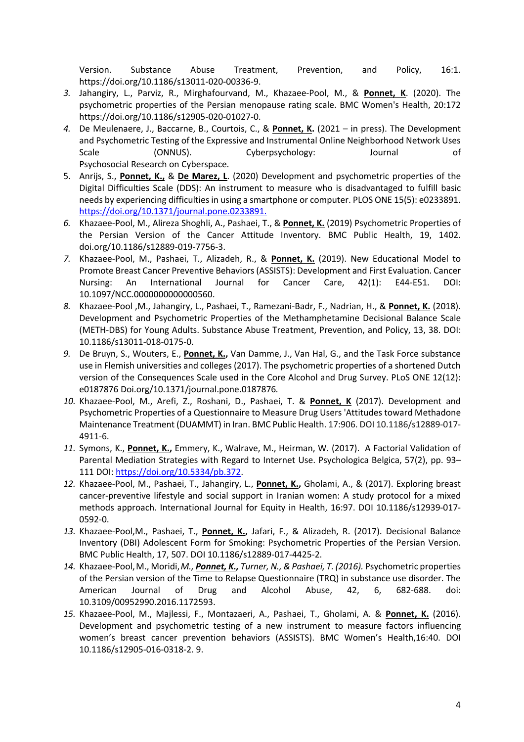Version. Substance Abuse Treatment, Prevention, and Policy, 16:1. https://doi.org/10.1186/s13011-020-00336-9.

3. Jahangiry, L., Parviz, R., Mirghafourvand, M., Khazaee-Pool, M., & **Ponnet, K**. (2020). The psychometric properties of the Persian menopause rating scale. BMC Women's Health, 20:172 https://doi.org/10.1186/s12905-020-01027-0.
4. De Meulenaere, J., Baccarne, B., Courtois, C., & **Ponnet, K.** (2021 – in press). The Development and Psychometric Testing of the Expressive and Instrumental Online Neighborhood Network Uses Scale (ONNUS). Cyberpsychology: Journal of Psychosocial Research on Cyberspace.
5. Anrijs, S., **Ponnet, K.,** & **De Marez, L**. (2020) Development and psychometric properties of the Digital Difficulties Scale (DDS): An instrument to measure who is disadvantaged to fulfill basic needs by experiencing difficulties in using a smartphone or computer. PLOS ONE 15(5): e0233891. https://doi.org/10.1371/journal.pone.0233891.
6. Khazaee-Pool, M., Alireza Shoghli, A., Pashaei, T., & **Ponnet, K.** (2019) Psychometric Properties of the Persian Version of the Cancer Attitude Inventory. BMC Public Health, 19, 1402. doi.org/10.1186/s12889-019-7756-3.
7. Khazaee-Pool, M., Pashaei, T., Alizadeh, R., & **Ponnet, K.** (2019). New Educational Model to Promote Breast Cancer Preventive Behaviors (ASSISTS): Development and First Evaluation. Cancer Nursing: An International Journal for Cancer Care, 42(1): E44-E51. DOI: 10.1097/NCC.0000000000000560.
8. Khazaee-Pool ,M., Jahangiry, L., Pashaei, T., Ramezani-Badr, F., Nadrian, H., & **Ponnet, K.** (2018). Development and Psychometric Properties of the Methamphetamine Decisional Balance Scale (METH-DBS) for Young Adults. Substance Abuse Treatment, Prevention, and Policy, 13, 38. DOI: 10.1186/s13011-018-0175-0.
9. De Bruyn, S., Wouters, E., **Ponnet, K.,** Van Damme, J., Van Hal, G., and the Task Force substance use in Flemish universities and colleges (2017). The psychometric properties of a shortened Dutch version of the Consequences Scale used in the Core Alcohol and Drug Survey. PLoS ONE 12(12): e0187876 Doi.org/10.1371/journal.pone.0187876*.*
10. Khazaee-Pool, M., Arefi, Z., Roshani, D., Pashaei, T. & **Ponnet, K** (2017). Development and Psychometric Properties of a Questionnaire to Measure Drug Users 'Attitudes toward Methadone Maintenance Treatment (DUAMMT) in Iran. BMC Public Health. 17:906. DOI 10.1186/s12889-017-4911-6.
11. Symons, K., **Ponnet, K.,** Emmery, K., Walrave, M., Heirman, W. (2017). A Factorial Validation of Parental Mediation Strategies with Regard to Internet Use. Psychologica Belgica, 57(2), pp. 93–111 DOI: https://doi.org/10.5334/pb.372.
12. Khazaee-Pool, M., Pashaei, T., Jahangiry, L., **Ponnet, K.,** Gholami, A., & (2017). Exploring breast cancer-preventive lifestyle and social support in Iranian women: A study protocol for a mixed methods approach. International Journal for Equity in Health, 16:97. DOI 10.1186/s12939-017-0592-0.
13. Khazaee-Pool,M., Pashaei, T., **Ponnet, K.,** Jafari, F., & Alizadeh, R. (2017). Decisional Balance Inventory (DBI) Adolescent Form for Smoking: Psychometric Properties of the Persian Version. BMC Public Health, 17, 507. DOI 10.1186/s12889-017-4425-2.
14. Khazaee-Pool, M., Moridi, *M., **Ponnet, K.,** Turner, N., & Pashaei, T. (2016).* Psychometric properties of the Persian version of the Time to Relapse Questionnaire (TRQ) in substance use disorder. The American Journal of Drug and Alcohol Abuse, 42, 6, 682-688. doi: 10.3109/00952990.2016.1172593.
15. Khazaee-Pool, M., Majlessi, F., Montazaeri, A., Pashaei, T., Gholami, A. & **Ponnet, K.** (2016). Development and psychometric testing of a new instrument to measure factors influencing women's breast cancer prevention behaviors (ASSISTS). BMC Women's Health,16:40. DOI 10.1186/s12905-016-0318-2. 9.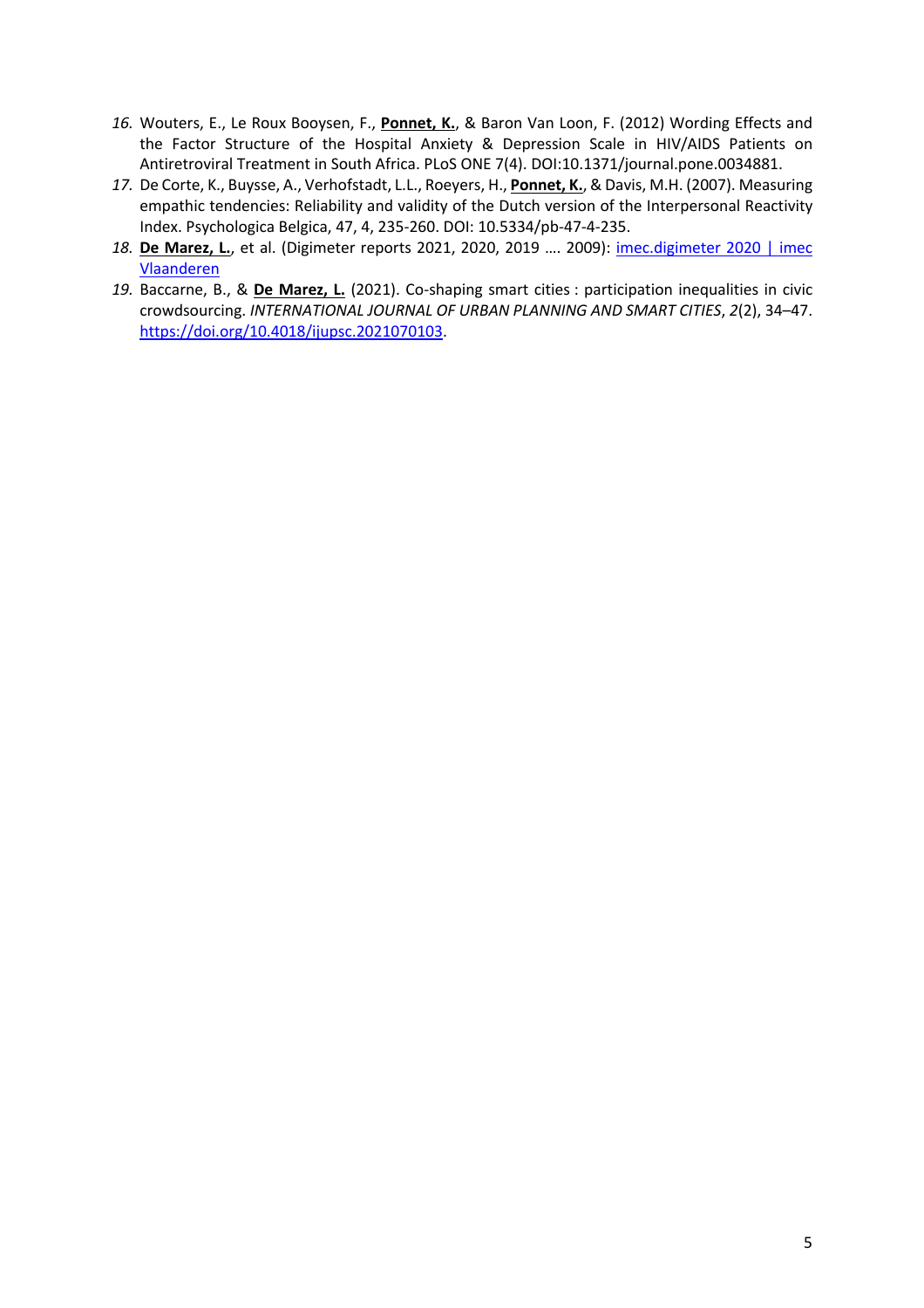16. Wouters, E., Le Roux Booysen, F., **Ponnet, K.**, & Baron Van Loon, F. (2012) Wording Effects and the Factor Structure of the Hospital Anxiety & Depression Scale in HIV/AIDS Patients on Antiretroviral Treatment in South Africa. PLoS ONE 7(4). DOI:10.1371/journal.pone.0034881.
17. De Corte, K., Buysse, A., Verhofstadt, L.L., Roeyers, H., **Ponnet, K.**, & Davis, M.H. (2007). Measuring empathic tendencies: Reliability and validity of the Dutch version of the Interpersonal Reactivity Index. Psychologica Belgica, 47, 4, 235-260. DOI: 10.5334/pb-47-4-235.
18. **De Marez, L.**, et al. (Digimeter reports 2021, 2020, 2019 …. 2009): imec.digimeter 2020 | imec Vlaanderen
19. Baccarne, B., & **De Marez, L.** (2021). Co-shaping smart cities : participation inequalities in civic crowdsourcing. *INTERNATIONAL JOURNAL OF URBAN PLANNING AND SMART CITIES*, *2*(2), 34–47. https://doi.org/10.4018/ijupsc.2021070103.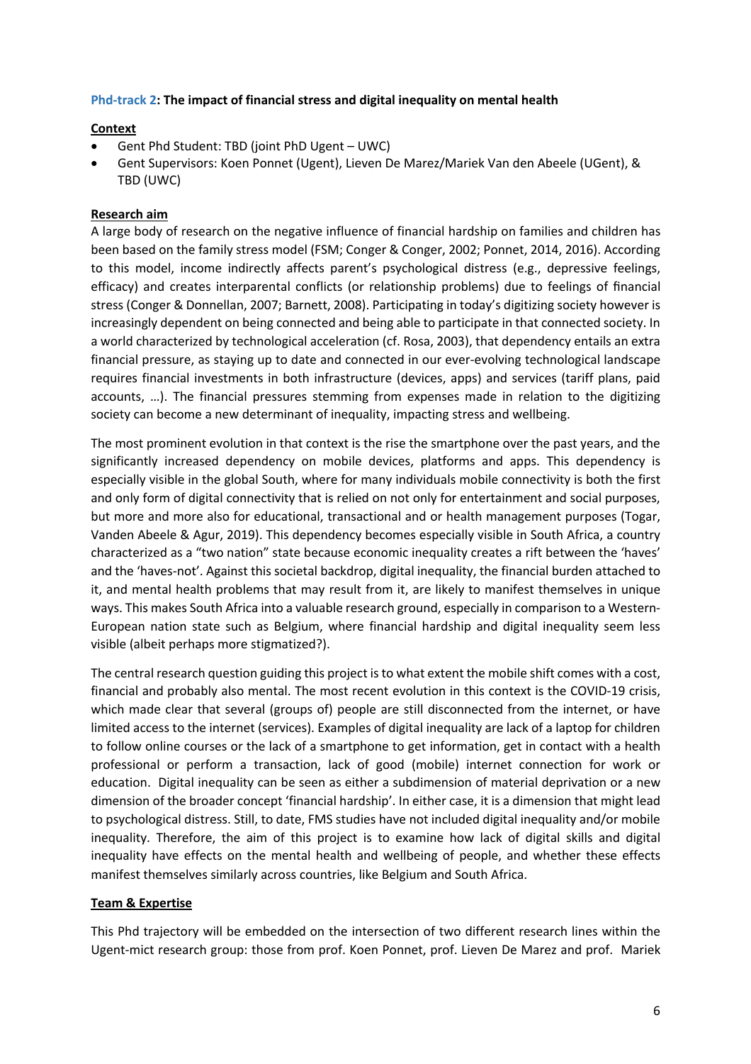**Phd-track 2: The impact of financial stress and digital inequality on mental health**

**Context**

- Gent Phd Student: TBD (joint PhD Ugent – UWC)
- Gent Supervisors: Koen Ponnet (Ugent), Lieven De Marez/Mariek Van den Abeele (UGent), & TBD (UWC)

**Research aim**

A large body of research on the negative influence of financial hardship on families and children has been based on the family stress model (FSM; Conger & Conger, 2002; Ponnet, 2014, 2016). According to this model, income indirectly affects parent's psychological distress (e.g., depressive feelings, efficacy) and creates interparental conflicts (or relationship problems) due to feelings of financial stress (Conger & Donnellan, 2007; Barnett, 2008). Participating in today's digitizing society however is increasingly dependent on being connected and being able to participate in that connected society. In a world characterized by technological acceleration (cf. Rosa, 2003), that dependency entails an extra financial pressure, as staying up to date and connected in our ever-evolving technological landscape requires financial investments in both infrastructure (devices, apps) and services (tariff plans, paid accounts, …). The financial pressures stemming from expenses made in relation to the digitizing society can become a new determinant of inequality, impacting stress and wellbeing.

The most prominent evolution in that context is the rise the smartphone over the past years, and the significantly increased dependency on mobile devices, platforms and apps. This dependency is especially visible in the global South, where for many individuals mobile connectivity is both the first and only form of digital connectivity that is relied on not only for entertainment and social purposes, but more and more also for educational, transactional and or health management purposes (Togar, Vanden Abeele & Agur, 2019). This dependency becomes especially visible in South Africa, a country characterized as a "two nation" state because economic inequality creates a rift between the 'haves' and the 'haves-not'. Against this societal backdrop, digital inequality, the financial burden attached to it, and mental health problems that may result from it, are likely to manifest themselves in unique ways. This makes South Africa into a valuable research ground, especially in comparison to a Western-European nation state such as Belgium, where financial hardship and digital inequality seem less visible (albeit perhaps more stigmatized?).

The central research question guiding this project is to what extent the mobile shift comes with a cost, financial and probably also mental. The most recent evolution in this context is the COVID-19 crisis, which made clear that several (groups of) people are still disconnected from the internet, or have limited access to the internet (services). Examples of digital inequality are lack of a laptop for children to follow online courses or the lack of a smartphone to get information, get in contact with a health professional or perform a transaction, lack of good (mobile) internet connection for work or education. Digital inequality can be seen as either a subdimension of material deprivation or a new dimension of the broader concept 'financial hardship'. In either case, it is a dimension that might lead to psychological distress. Still, to date, FMS studies have not included digital inequality and/or mobile inequality. Therefore, the aim of this project is to examine how lack of digital skills and digital inequality have effects on the mental health and wellbeing of people, and whether these effects manifest themselves similarly across countries, like Belgium and South Africa.

**Team & Expertise**

This Phd trajectory will be embedded on the intersection of two different research lines within the Ugent-mict research group: those from prof. Koen Ponnet, prof. Lieven De Marez and prof. Mariek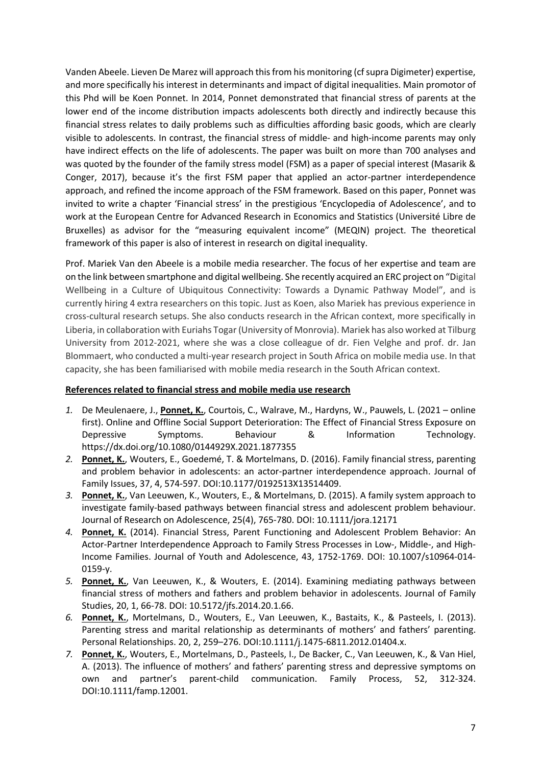Vanden Abeele. Lieven De Marez will approach this from his monitoring (cf supra Digimeter) expertise, and more specifically his interest in determinants and impact of digital inequalities. Main promotor of this Phd will be Koen Ponnet. In 2014, Ponnet demonstrated that financial stress of parents at the lower end of the income distribution impacts adolescents both directly and indirectly because this financial stress relates to daily problems such as difficulties affording basic goods, which are clearly visible to adolescents. In contrast, the financial stress of middle- and high-income parents may only have indirect effects on the life of adolescents. The paper was built on more than 700 analyses and was quoted by the founder of the family stress model (FSM) as a paper of special interest (Masarik & Conger, 2017), because it's the first FSM paper that applied an actor-partner interdependence approach, and refined the income approach of the FSM framework. Based on this paper, Ponnet was invited to write a chapter 'Financial stress' in the prestigious 'Encyclopedia of Adolescence', and to work at the European Centre for Advanced Research in Economics and Statistics (Université Libre de Bruxelles) as advisor for the "measuring equivalent income" (MEQIN) project. The theoretical framework of this paper is also of interest in research on digital inequality.

Prof. Mariek Van den Abeele is a mobile media researcher. The focus of her expertise and team are on the link between smartphone and digital wellbeing. She recently acquired an ERC project on "Digital Wellbeing in a Culture of Ubiquitous Connectivity: Towards a Dynamic Pathway Model", and is currently hiring 4 extra researchers on this topic. Just as Koen, also Mariek has previous experience in cross-cultural research setups. She also conducts research in the African context, more specifically in Liberia, in collaboration with Euriahs Togar (University of Monrovia). Mariek has also worked at Tilburg University from 2012-2021, where she was a close colleague of dr. Fien Velghe and prof. dr. Jan Blommaert, who conducted a multi-year research project in South Africa on mobile media use. In that capacity, she has been familiarised with mobile media research in the South African context.

**References related to financial stress and mobile media use research**

1. De Meulenaere, J., **Ponnet, K.**, Courtois, C., Walrave, M., Hardyns, W., Pauwels, L. (2021 – online first). Online and Offline Social Support Deterioration: The Effect of Financial Stress Exposure on Depressive Symptoms. Behaviour & Information Technology. https://dx.doi.org/10.1080/0144929X.2021.1877355
2. **Ponnet, K.**, Wouters, E., Goedemé, T. & Mortelmans, D. (2016). Family financial stress, parenting and problem behavior in adolescents: an actor-partner interdependence approach. Journal of Family Issues, 37, 4, 574-597. DOI:10.1177/0192513X13514409.
3. **Ponnet, K.**, Van Leeuwen, K., Wouters, E., & Mortelmans, D. (2015). A family system approach to investigate family-based pathways between financial stress and adolescent problem behaviour. Journal of Research on Adolescence, 25(4), 765-780. DOI: 10.1111/jora.12171
4. **Ponnet, K.** (2014). Financial Stress, Parent Functioning and Adolescent Problem Behavior: An Actor-Partner Interdependence Approach to Family Stress Processes in Low-, Middle-, and High-Income Families. Journal of Youth and Adolescence, 43, 1752-1769. DOI: 10.1007/s10964-014-0159-y.
5. **Ponnet, K.**, Van Leeuwen, K., & Wouters, E. (2014). Examining mediating pathways between financial stress of mothers and fathers and problem behavior in adolescents. Journal of Family Studies, 20, 1, 66-78. DOI: 10.5172/jfs.2014.20.1.66.
6. **Ponnet, K.**, Mortelmans, D., Wouters, E., Van Leeuwen, K., Bastaits, K., & Pasteels, I. (2013). Parenting stress and marital relationship as determinants of mothers' and fathers' parenting. Personal Relationships. 20, 2, 259–276. DOI:10.1111/j.1475-6811.2012.01404.x.
7. **Ponnet, K.**, Wouters, E., Mortelmans, D., Pasteels, I., De Backer, C., Van Leeuwen, K., & Van Hiel, A. (2013). The influence of mothers' and fathers' parenting stress and depressive symptoms on own and partner's parent-child communication. Family Process, 52, 312-324. DOI:10.1111/famp.12001.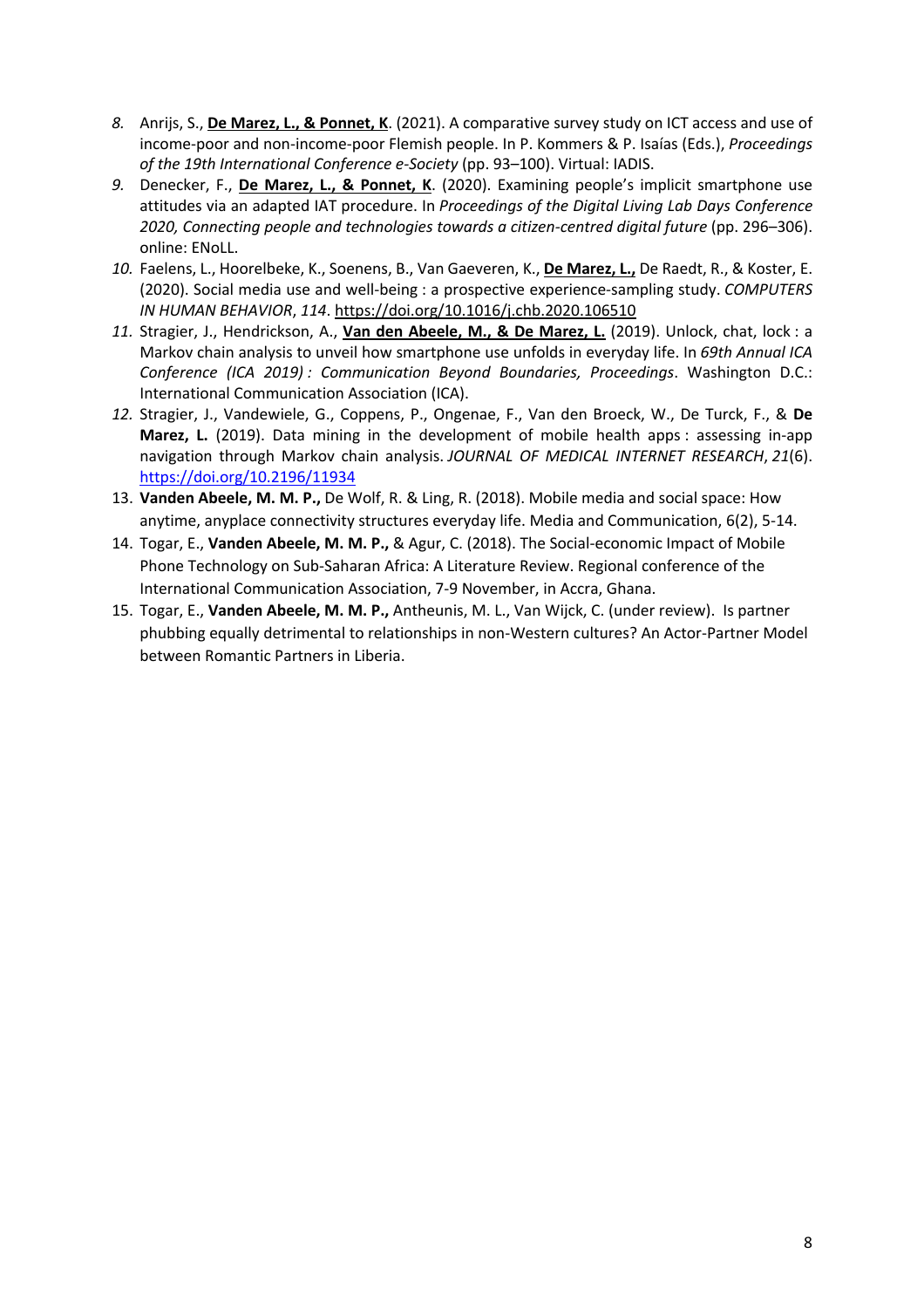8. Anrijs, S., **De Marez, L., & Ponnet, K**. (2021). A comparative survey study on ICT access and use of income-poor and non-income-poor Flemish people. In P. Kommers & P. Isaías (Eds.), *Proceedings of the 19th International Conference e-Society* (pp. 93–100). Virtual: IADIS.
9. Denecker, F., **De Marez, L., & Ponnet, K**. (2020). Examining people's implicit smartphone use attitudes via an adapted IAT procedure. In *Proceedings of the Digital Living Lab Days Conference 2020, Connecting people and technologies towards a citizen-centred digital future* (pp. 296–306). online: ENoLL.
10. Faelens, L., Hoorelbeke, K., Soenens, B., Van Gaeveren, K., **De Marez, L.,** De Raedt, R., & Koster, E. (2020). Social media use and well-being : a prospective experience-sampling study. *COMPUTERS IN HUMAN BEHAVIOR*, *114*. https://doi.org/10.1016/j.chb.2020.106510
11. Stragier, J., Hendrickson, A., **Van den Abeele, M., & De Marez, L.** (2019). Unlock, chat, lock : a Markov chain analysis to unveil how smartphone use unfolds in everyday life. In *69th Annual ICA Conference (ICA 2019) : Communication Beyond Boundaries, Proceedings*. Washington D.C.: International Communication Association (ICA).
12. Stragier, J., Vandewiele, G., Coppens, P., Ongenae, F., Van den Broeck, W., De Turck, F., & **De Marez, L.** (2019). Data mining in the development of mobile health apps : assessing in-app navigation through Markov chain analysis. *JOURNAL OF MEDICAL INTERNET RESEARCH*, *21*(6). https://doi.org/10.2196/11934
13. **Vanden Abeele, M. M. P.,** De Wolf, R. & Ling, R. (2018). Mobile media and social space: How anytime, anyplace connectivity structures everyday life. Media and Communication, 6(2), 5-14.
14. Togar, E., **Vanden Abeele, M. M. P.,** & Agur, C. (2018). The Social-economic Impact of Mobile Phone Technology on Sub-Saharan Africa: A Literature Review. Regional conference of the International Communication Association, 7-9 November, in Accra, Ghana.
15. Togar, E., **Vanden Abeele, M. M. P.,** Antheunis, M. L., Van Wijck, C. (under review). Is partner phubbing equally detrimental to relationships in non-Western cultures? An Actor-Partner Model between Romantic Partners in Liberia.